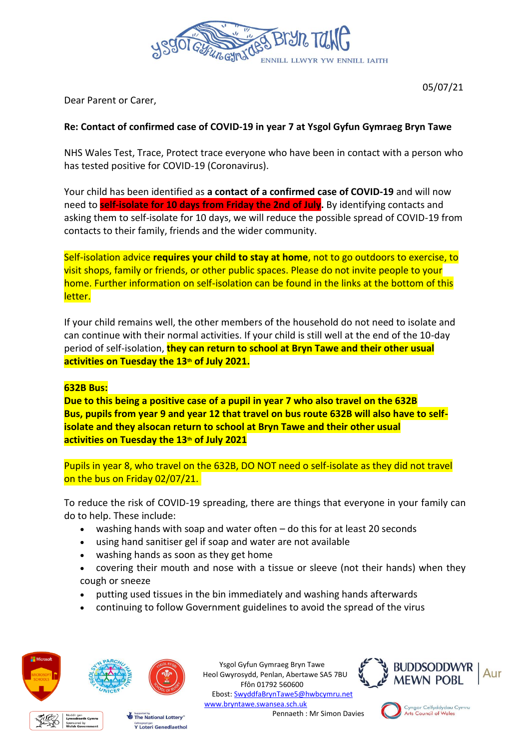Ysgol Gyfun Gymraeg Bryn Tawe
ENNILL LLWYR YW ENNILL IAITH

05/07/21

Dear Parent or Carer,

**Re: Contact of confirmed case of COVID-19 in year 7 at Ysgol Gyfun Gymraeg Bryn Tawe**

NHS Wales Test, Trace, Protect trace everyone who have been in contact with a person who has tested positive for COVID-19 (Coronavirus).

Your child has been identified as **a contact of a confirmed case of COVID-19** and will now need to **self-isolate for 10 days from Friday the 2nd of July.** By identifying contacts and asking them to self-isolate for 10 days, we will reduce the possible spread of COVID-19 from contacts to their family, friends and the wider community.

Self-isolation advice **requires your child to stay at home**, not to go outdoors to exercise, to visit shops, family or friends, or other public spaces. Please do not invite people to your home. Further information on self-isolation can be found in the links at the bottom of this letter.

If your child remains well, the other members of the household do not need to isolate and can continue with their normal activities. If your child is still well at the end of the 10-day period of self-isolation, **they can return to school at Bryn Tawe and their other usual activities on Tuesday the 13th of July 2021.**

**632B Bus:**

**Due to this being a positive case of a pupil in year 7 who also travel on the 632B Bus, pupils from year 9 and year 12 that travel on bus route 632B will also have to self-isolate and they alsocan return to school at Bryn Tawe and their other usual activities on Tuesday the 13th of July 2021**

Pupils in year 8, who travel on the 632B, DO NOT need o self-isolate as they did not travel on the bus on Friday 02/07/21.

To reduce the risk of COVID-19 spreading, there are things that everyone in your family can do to help. These include:

- washing hands with soap and water often – do this for at least 20 seconds
- using hand sanitiser gel if soap and water are not available
- washing hands as soon as they get home
- covering their mouth and nose with a tissue or sleeve (not their hands) when they cough or sneeze
- putting used tissues in the bin immediately and washing hands afterwards
- continuing to follow Government guidelines to avoid the spread of the virus

Ysgol Gyfun Gymraeg Bryn Tawe
Heol Gwyrosydd, Penlan, Abertawe SA5 7BU
Ffôn 01792 560600
Ebost: SwyddfaBrynTawe5@hwbcymru.net
www.bryntawe.swansea.sch.uk
Pennaeth : Mr Simon Davies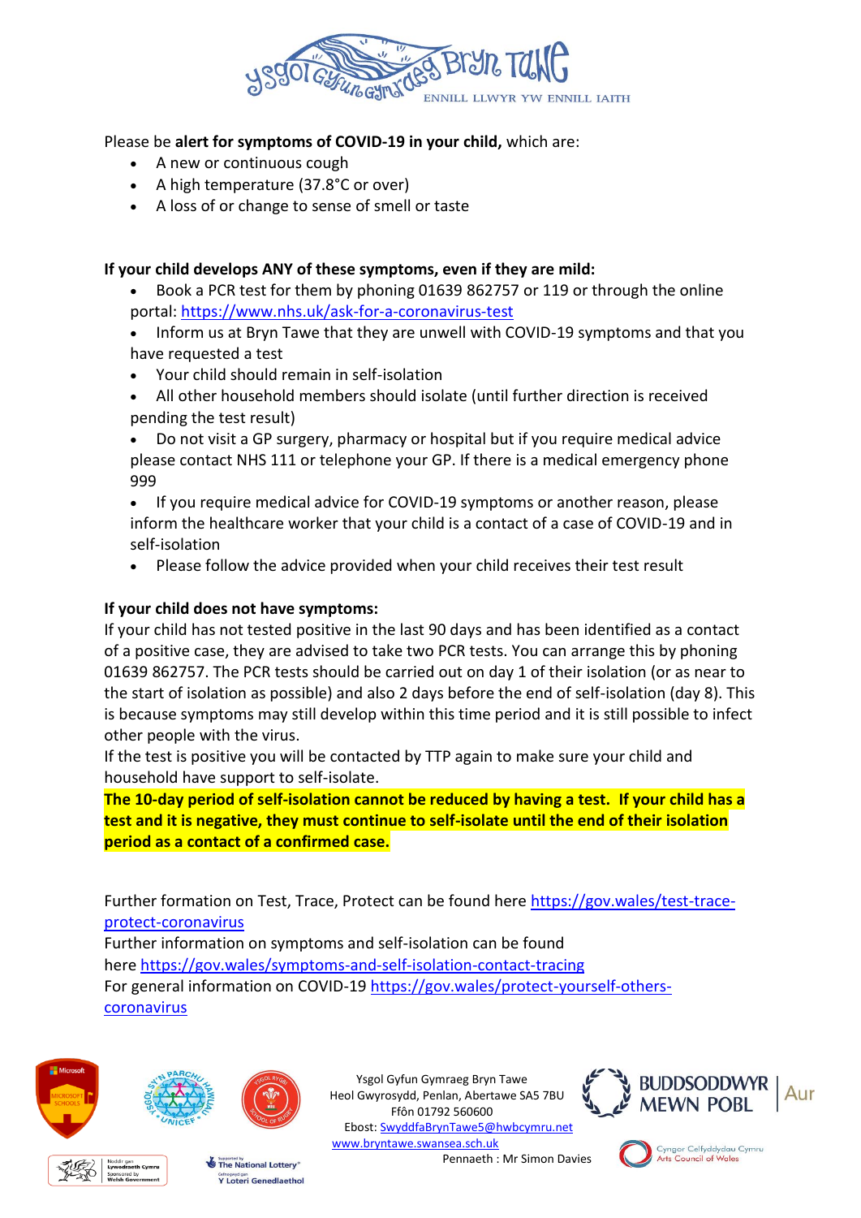Please be **alert for symptoms of COVID-19 in your child,** which are:

- A new or continuous cough
- A high temperature (37.8°C or over)
- A loss of or change to sense of smell or taste

**If your child develops ANY of these symptoms, even if they are mild:**

- Book a PCR test for them by phoning 01639 862757 or 119 or through the online portal: https://www.nhs.uk/ask-for-a-coronavirus-test
- Inform us at Bryn Tawe that they are unwell with COVID-19 symptoms and that you have requested a test
- Your child should remain in self-isolation
- All other household members should isolate (until further direction is received pending the test result)
- Do not visit a GP surgery, pharmacy or hospital but if you require medical advice please contact NHS 111 or telephone your GP. If there is a medical emergency phone 999
- If you require medical advice for COVID-19 symptoms or another reason, please inform the healthcare worker that your child is a contact of a case of COVID-19 and in self-isolation
- Please follow the advice provided when your child receives their test result

**If your child does not have symptoms:**

If your child has not tested positive in the last 90 days and has been identified as a contact of a positive case, they are advised to take two PCR tests. You can arrange this by phoning 01639 862757. The PCR tests should be carried out on day 1 of their isolation (or as near to the start of isolation as possible) and also 2 days before the end of self-isolation (day 8). This is because symptoms may still develop within this time period and it is still possible to infect other people with the virus.

If the test is positive you will be contacted by TTP again to make sure your child and household have support to self-isolate.

**The 10-day period of self-isolation cannot be reduced by having a test. If your child has a test and it is negative, they must continue to self-isolate until the end of their isolation period as a contact of a confirmed case.**

Further formation on Test, Trace, Protect can be found here https://gov.wales/test-trace-protect-coronavirus

Further information on symptoms and self-isolation can be found here https://gov.wales/symptoms-and-self-isolation-contact-tracing

For general information on COVID-19 https://gov.wales/protect-yourself-others-coronavirus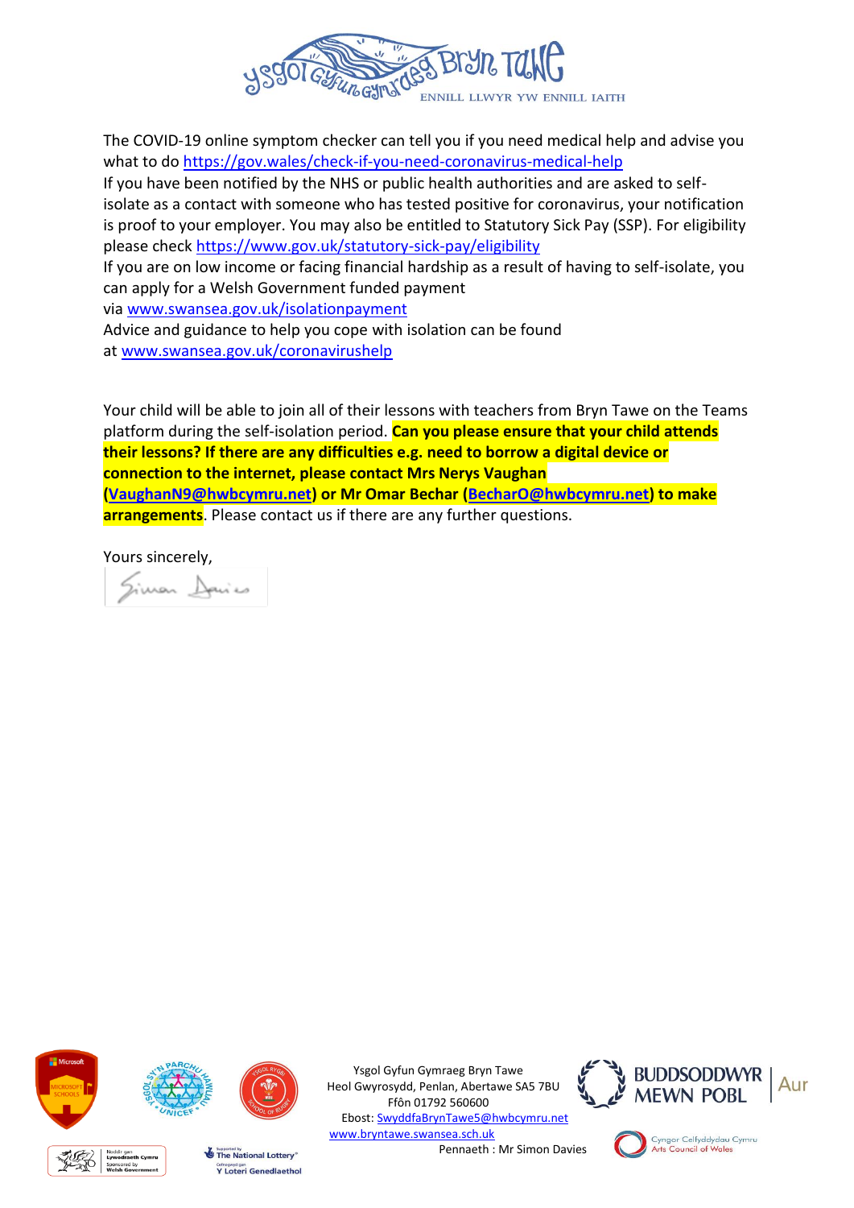The COVID-19 online symptom checker can tell you if you need medical help and advise you what to do https://gov.wales/check-if-you-need-coronavirus-medical-help
If you have been notified by the NHS or public health authorities and are asked to self-isolate as a contact with someone who has tested positive for coronavirus, your notification is proof to your employer. You may also be entitled to Statutory Sick Pay (SSP). For eligibility please check https://www.gov.uk/statutory-sick-pay/eligibility
If you are on low income or facing financial hardship as a result of having to self-isolate, you can apply for a Welsh Government funded payment via www.swansea.gov.uk/isolationpayment
Advice and guidance to help you cope with isolation can be found at www.swansea.gov.uk/coronavirushelp

Your child will be able to join all of their lessons with teachers from Bryn Tawe on the Teams platform during the self-isolation period. **Can you please ensure that your child attends their lessons? If there are any difficulties e.g. need to borrow a digital device or connection to the internet, please contact Mrs Nerys Vaughan (VaughanN9@hwbcymru.net) or Mr Omar Bechar (BecharO@hwbcymru.net) to make arrangements**. Please contact us if there are any further questions.

Yours sincerely,

Simon Davies

Ysgol Gyfun Gymraeg Bryn Tawe
Heol Gwyrosydd, Penlan, Abertawe SA5 7BU
Ffôn 01792 560600
Ebost: SwyddfaBrynTawe5@hwbcymru.net
www.bryntawe.swansea.sch.uk
Pennaeth : Mr Simon Davies